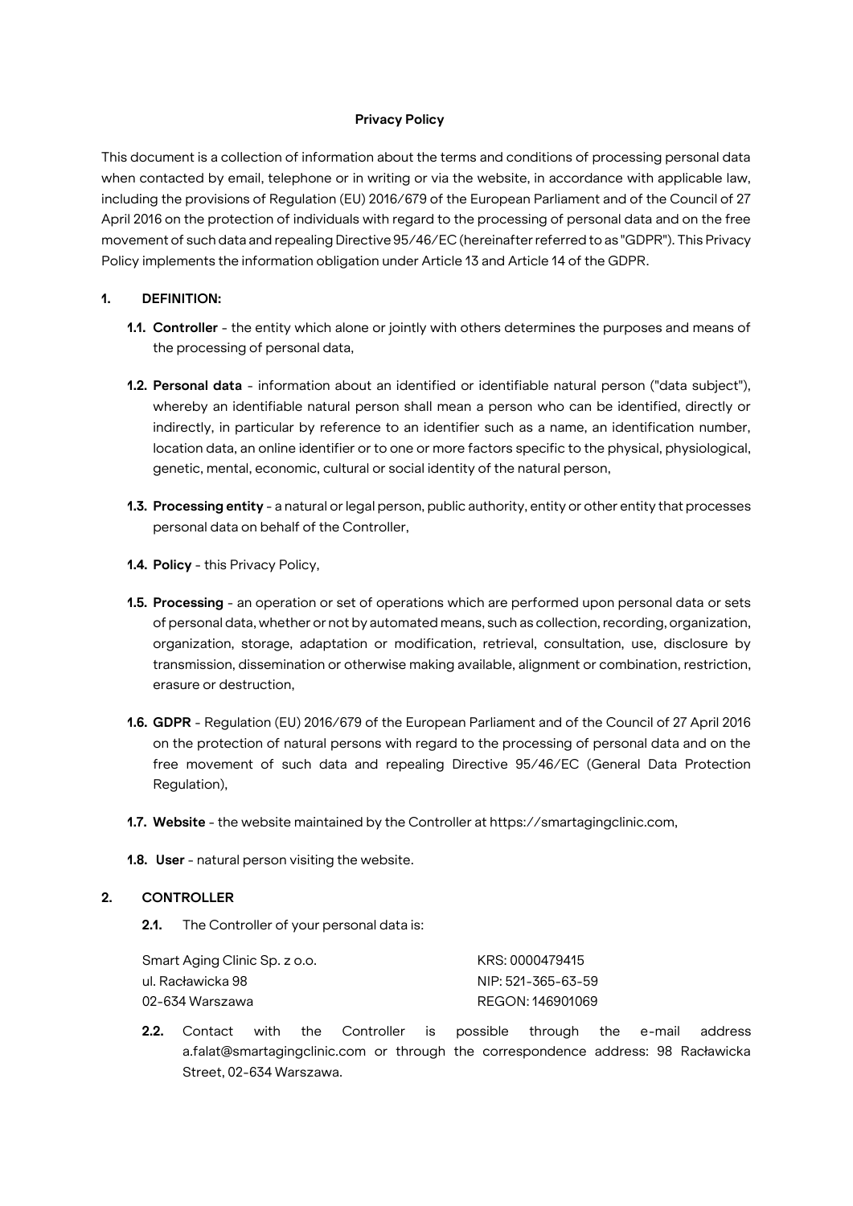**Privacy Policy**

This document is a collection of information about the terms and conditions of processing personal data when contacted by email, telephone or in writing or via the website, in accordance with applicable law, including the provisions of Regulation (EU) 2016/679 of the European Parliament and of the Council of 27 April 2016 on the protection of individuals with regard to the processing of personal data and on the free movement of such data and repealing Directive 95/46/EC (hereinafter referred to as "GDPR"). This Privacy Policy implements the information obligation under Article 13 and Article 14 of the GDPR.

## 1. DEFINITION:

**1.1. Controller** - the entity which alone or jointly with others determines the purposes and means of the processing of personal data,

**1.2. Personal data** - information about an identified or identifiable natural person ("data subject"), whereby an identifiable natural person shall mean a person who can be identified, directly or indirectly, in particular by reference to an identifier such as a name, an identification number, location data, an online identifier or to one or more factors specific to the physical, physiological, genetic, mental, economic, cultural or social identity of the natural person,

**1.3. Processing entity** - a natural or legal person, public authority, entity or other entity that processes personal data on behalf of the Controller,

**1.4. Policy** - this Privacy Policy,

**1.5. Processing** - an operation or set of operations which are performed upon personal data or sets of personal data, whether or not by automated means, such as collection, recording, organization, organization, storage, adaptation or modification, retrieval, consultation, use, disclosure by transmission, dissemination or otherwise making available, alignment or combination, restriction, erasure or destruction,

**1.6. GDPR** - Regulation (EU) 2016/679 of the European Parliament and of the Council of 27 April 2016 on the protection of natural persons with regard to the processing of personal data and on the free movement of such data and repealing Directive 95/46/EC (General Data Protection Regulation),

**1.7. Website** - the website maintained by the Controller at https://smartagingclinic.com,

**1.8. User** - natural person visiting the website.

## 2. CONTROLLER

**2.1.** The Controller of your personal data is:

Smart Aging Clinic Sp. z o.o.
ul. Racławicka 98
02-634 Warszawa

KRS: 0000479415
NIP: 521-365-63-59
REGON: 146901069

**2.2.** Contact with the Controller is possible through the e-mail address a.falat@smartagingclinic.com or through the correspondence address: 98 Racławicka Street, 02-634 Warszawa.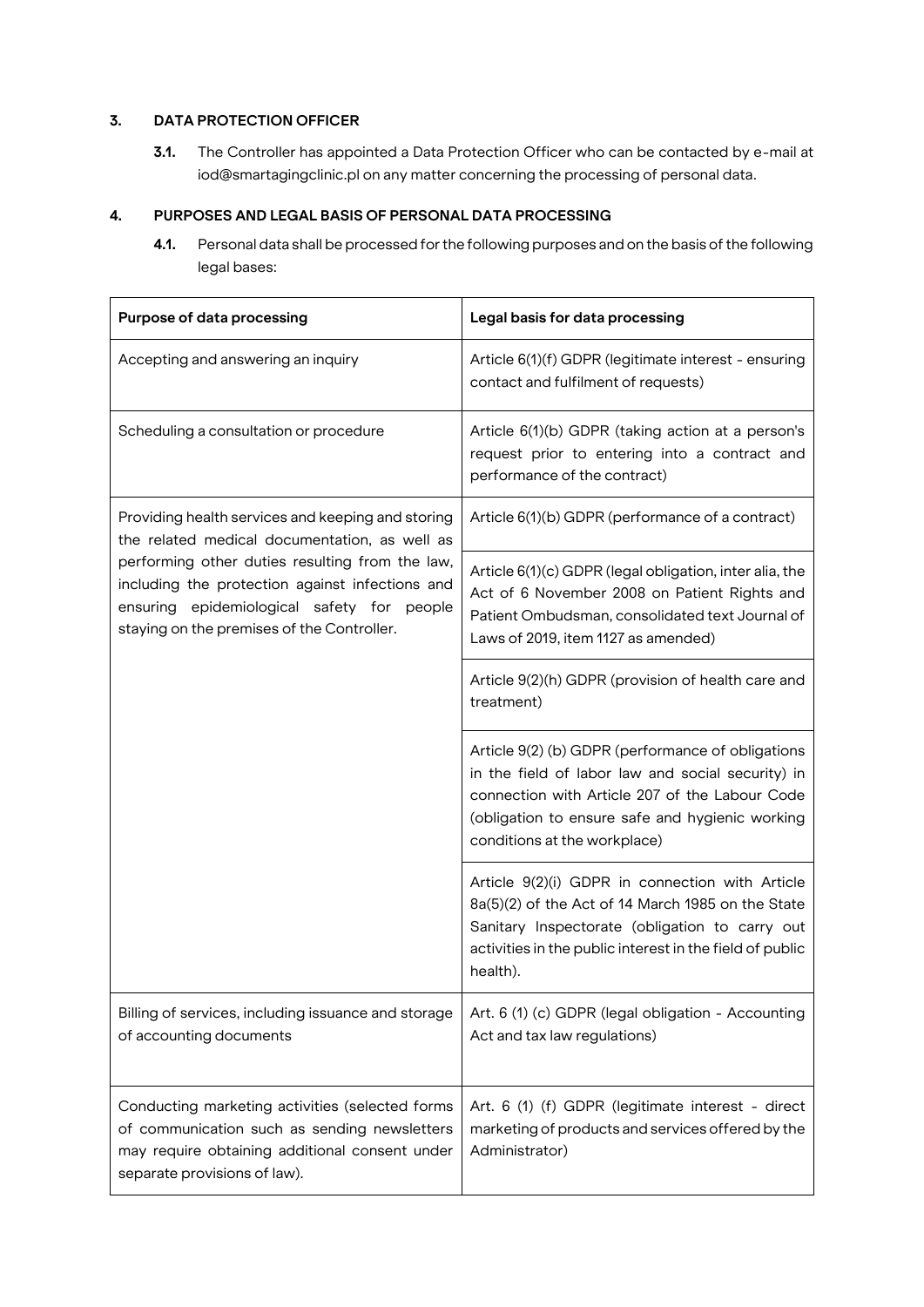## 3. DATA PROTECTION OFFICER

**3.1.** The Controller has appointed a Data Protection Officer who can be contacted by e-mail at iod@smartagingclinic.pl on any matter concerning the processing of personal data.

## 4. PURPOSES AND LEGAL BASIS OF PERSONAL DATA PROCESSING

**4.1.** Personal data shall be processed for the following purposes and on the basis of the following legal bases:

| Purpose of data processing | Legal basis for data processing |
|---|---|
| Accepting and answering an inquiry | Article 6(1)(f) GDPR (legitimate interest - ensuring contact and fulfilment of requests) |
| Scheduling a consultation or procedure | Article 6(1)(b) GDPR (taking action at a person's request prior to entering into a contract and performance of the contract) |
| Providing health services and keeping and storing the related medical documentation, as well as performing other duties resulting from the law, including the protection against infections and ensuring epidemiological safety for people staying on the premises of the Controller. | Article 6(1)(b) GDPR (performance of a contract) |
| | Article 6(1)(c) GDPR (legal obligation, inter alia, the Act of 6 November 2008 on Patient Rights and Patient Ombudsman, consolidated text Journal of Laws of 2019, item 1127 as amended) |
| | Article 9(2)(h) GDPR (provision of health care and treatment) |
| | Article 9(2) (b) GDPR (performance of obligations in the field of labor law and social security) in connection with Article 207 of the Labour Code (obligation to ensure safe and hygienic working conditions at the workplace) |
| | Article 9(2)(i) GDPR in connection with Article 8a(5)(2) of the Act of 14 March 1985 on the State Sanitary Inspectorate (obligation to carry out activities in the public interest in the field of public health). |
| Billing of services, including issuance and storage of accounting documents | Art. 6 (1) (c) GDPR (legal obligation - Accounting Act and tax law regulations) |
| Conducting marketing activities (selected forms of communication such as sending newsletters may require obtaining additional consent under separate provisions of law). | Art. 6 (1) (f) GDPR (legitimate interest - direct marketing of products and services offered by the Administrator) |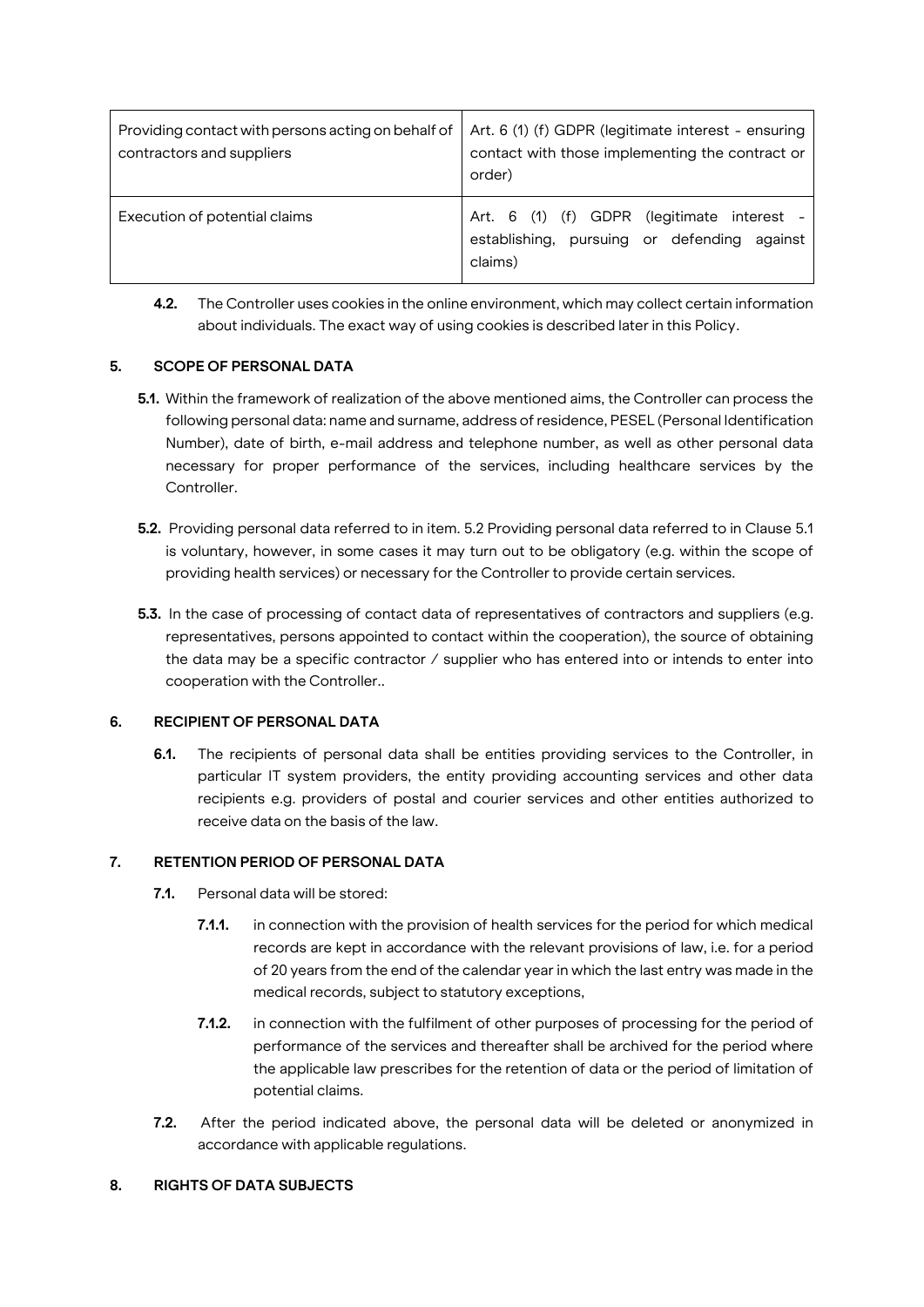| Providing contact with persons acting on behalf of contractors and suppliers | Art. 6 (1) (f) GDPR (legitimate interest - ensuring contact with those implementing the contract or order) |
|---|---|
| Execution of potential claims | Art. 6 (1) (f) GDPR (legitimate interest - establishing, pursuing or defending against claims) |

**4.2.** The Controller uses cookies in the online environment, which may collect certain information about individuals. The exact way of using cookies is described later in this Policy.

## 5. SCOPE OF PERSONAL DATA

**5.1.** Within the framework of realization of the above mentioned aims, the Controller can process the following personal data: name and surname, address of residence, PESEL (Personal Identification Number), date of birth, e-mail address and telephone number, as well as other personal data necessary for proper performance of the services, including healthcare services by the Controller.

**5.2.** Providing personal data referred to in item. 5.2 Providing personal data referred to in Clause 5.1 is voluntary, however, in some cases it may turn out to be obligatory (e.g. within the scope of providing health services) or necessary for the Controller to provide certain services.

**5.3.** In the case of processing of contact data of representatives of contractors and suppliers (e.g. representatives, persons appointed to contact within the cooperation), the source of obtaining the data may be a specific contractor / supplier who has entered into or intends to enter into cooperation with the Controller..

## 6. RECIPIENT OF PERSONAL DATA

**6.1.** The recipients of personal data shall be entities providing services to the Controller, in particular IT system providers, the entity providing accounting services and other data recipients e.g. providers of postal and courier services and other entities authorized to receive data on the basis of the law.

## 7. RETENTION PERIOD OF PERSONAL DATA

**7.1.** Personal data will be stored:

**7.1.1.** in connection with the provision of health services for the period for which medical records are kept in accordance with the relevant provisions of law, i.e. for a period of 20 years from the end of the calendar year in which the last entry was made in the medical records, subject to statutory exceptions,

**7.1.2.** in connection with the fulfilment of other purposes of processing for the period of performance of the services and thereafter shall be archived for the period where the applicable law prescribes for the retention of data or the period of limitation of potential claims.

**7.2.** After the period indicated above, the personal data will be deleted or anonymized in accordance with applicable regulations.

## 8. RIGHTS OF DATA SUBJECTS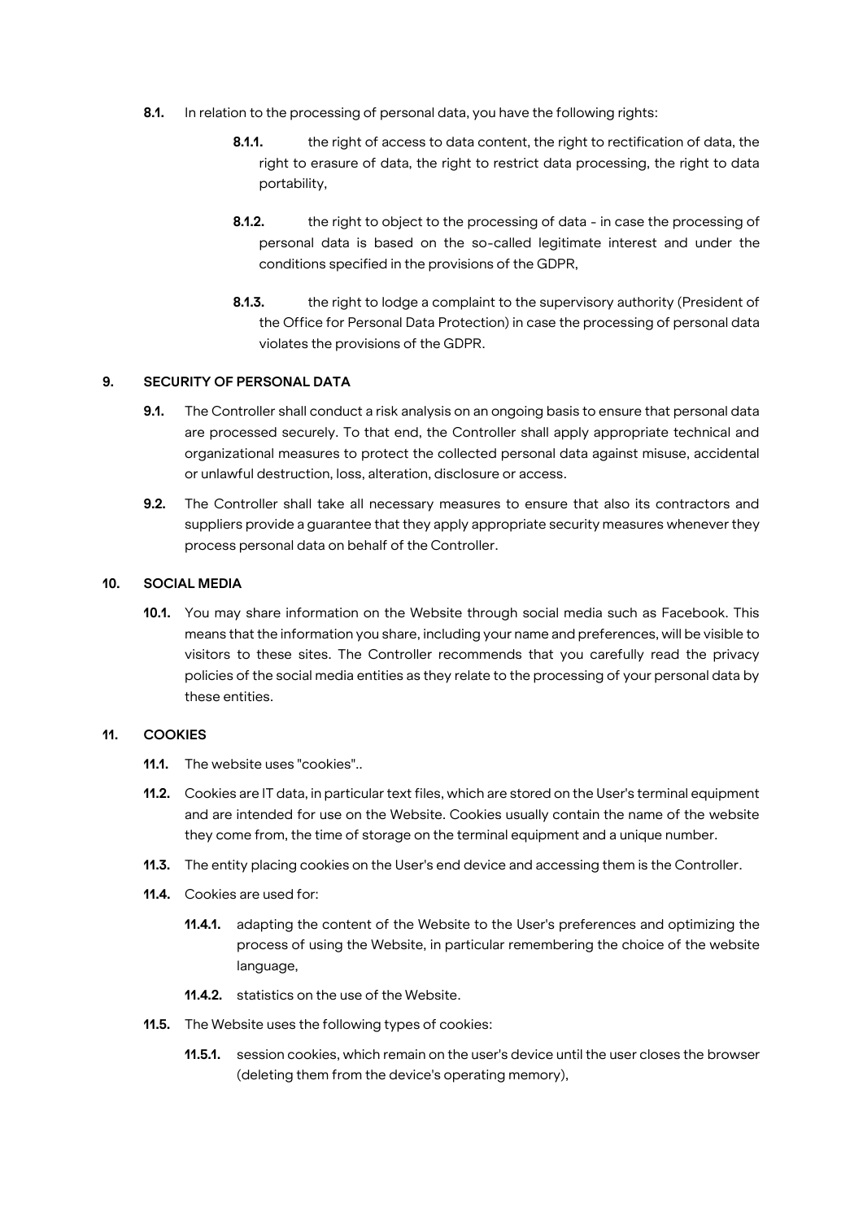**8.1.** In relation to the processing of personal data, you have the following rights:

- **8.1.1.** the right of access to data content, the right to rectification of data, the right to erasure of data, the right to restrict data processing, the right to data portability,
- **8.1.2.** the right to object to the processing of data - in case the processing of personal data is based on the so-called legitimate interest and under the conditions specified in the provisions of the GDPR,
- **8.1.3.** the right to lodge a complaint to the supervisory authority (President of the Office for Personal Data Protection) in case the processing of personal data violates the provisions of the GDPR.

## 9. SECURITY OF PERSONAL DATA

**9.1.** The Controller shall conduct a risk analysis on an ongoing basis to ensure that personal data are processed securely. To that end, the Controller shall apply appropriate technical and organizational measures to protect the collected personal data against misuse, accidental or unlawful destruction, loss, alteration, disclosure or access.

**9.2.** The Controller shall take all necessary measures to ensure that also its contractors and suppliers provide a guarantee that they apply appropriate security measures whenever they process personal data on behalf of the Controller.

## 10. SOCIAL MEDIA

**10.1.** You may share information on the Website through social media such as Facebook. This means that the information you share, including your name and preferences, will be visible to visitors to these sites. The Controller recommends that you carefully read the privacy policies of the social media entities as they relate to the processing of your personal data by these entities.

## 11. COOKIES

**11.1.** The website uses "cookies"..

**11.2.** Cookies are IT data, in particular text files, which are stored on the User's terminal equipment and are intended for use on the Website. Cookies usually contain the name of the website they come from, the time of storage on the terminal equipment and a unique number.

**11.3.** The entity placing cookies on the User's end device and accessing them is the Controller.

**11.4.** Cookies are used for:

- **11.4.1.** adapting the content of the Website to the User's preferences and optimizing the process of using the Website, in particular remembering the choice of the website language,
- **11.4.2.** statistics on the use of the Website.

**11.5.** The Website uses the following types of cookies:

- **11.5.1.** session cookies, which remain on the user's device until the user closes the browser (deleting them from the device's operating memory),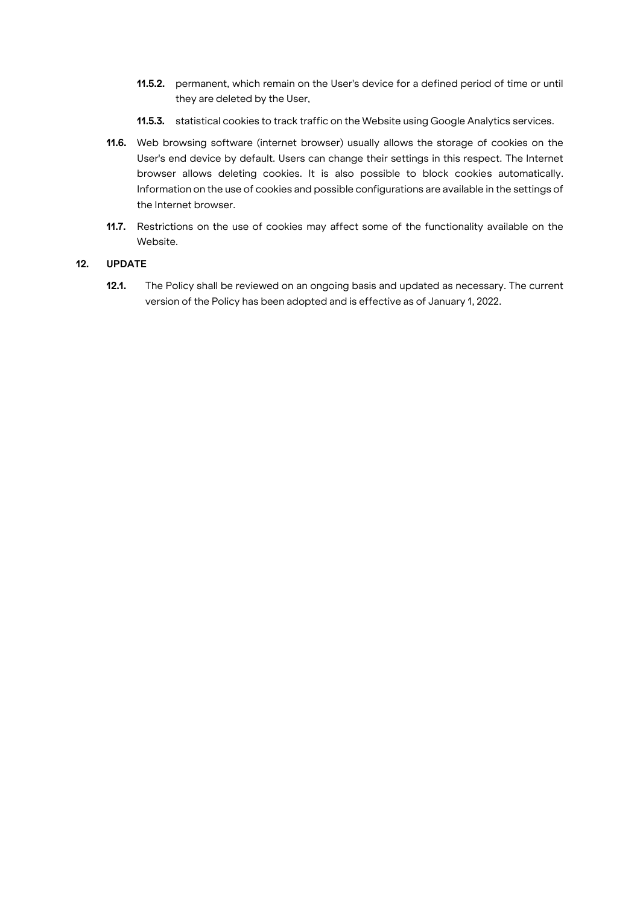**11.5.2.** permanent, which remain on the User's device for a defined period of time or until they are deleted by the User,

**11.5.3.** statistical cookies to track traffic on the Website using Google Analytics services.

**11.6.** Web browsing software (internet browser) usually allows the storage of cookies on the User's end device by default. Users can change their settings in this respect. The Internet browser allows deleting cookies. It is also possible to block cookies automatically. Information on the use of cookies and possible configurations are available in the settings of the Internet browser.

**11.7.** Restrictions on the use of cookies may affect some of the functionality available on the Website.

## 12. UPDATE

**12.1.** The Policy shall be reviewed on an ongoing basis and updated as necessary. The current version of the Policy has been adopted and is effective as of January 1, 2022.